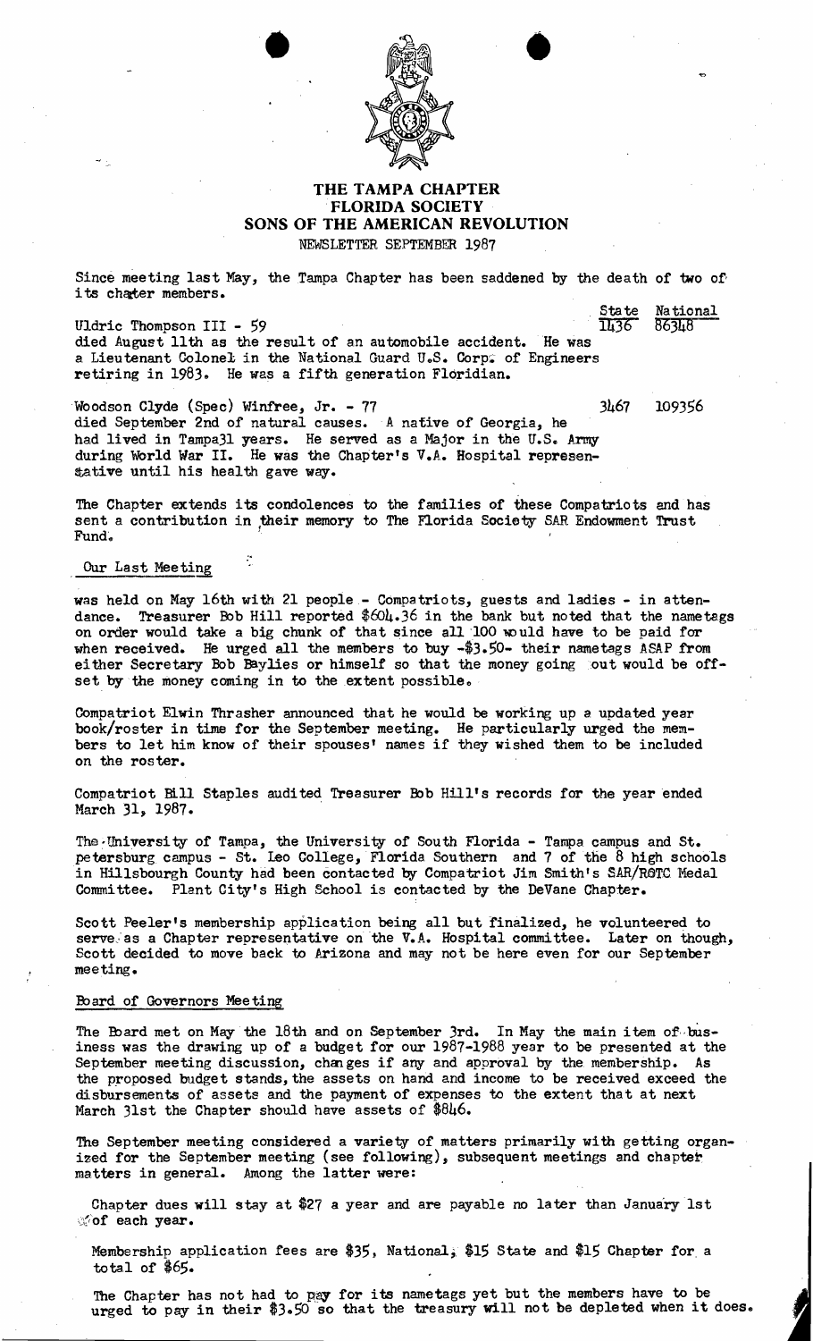# THE TAMPA CHAPTER
## FLORIDA SOCIETY
## SONS OF THE AMERICAN REVOLUTION

NEWSLETTER SEPTEMBER 1987

Since meeting last May, the Tampa Chapter has been saddened by the death of two of its chater members.

| | State | National |
|---|---|---|
| Uldric Thompson III - 59 | 1436 | 86348 |
| Woodson Clyde (Spec) Winfree, Jr. - 77 | 3467 | 109356 |

Uldric Thompson III - 59 died August 11th as the result of an automobile accident. He was a Lieutenant Colonel in the National Guard U.S. Corp. of Engineers retiring in 1983. He was a fifth generation Floridian.

Woodson Clyde (Spec) Winfree, Jr. - 77 died September 2nd of natural causes. A native of Georgia, he had lived in Tampa31 years. He served as a Major in the U.S. Army during World War II. He was the Chapter's V.A. Hospital representative until his health gave way.

The Chapter extends its condolences to the families of these Compatriots and has sent a contribution in their memory to The Florida Society SAR Endowment Trust Fund.

### Our Last Meeting

was held on May 16th with 21 people - Compatriots, guests and ladies - in attendance. Treasurer Bob Hill reported $604.36 in the bank but noted that the nametags on order would take a big chunk of that since all 100 would have to be paid for when received. He urged all the members to buy -$3.50- their nametags ASAP from either Secretary Bob Baylies or himself so that the money going out would be offset by the money coming in to the extent possible.

Compatriot Elwin Thrasher announced that he would be working up a updated year book/roster in time for the September meeting. He particularly urged the members to let him know of their spouses' names if they wished them to be included on the roster.

Compatriot Bill Staples audited Treasurer Bob Hill's records for the year ended March 31, 1987.

The University of Tampa, the University of South Florida - Tampa campus and St. petersburg campus - St. Leo College, Florida Southern and 7 of the 8 high schools in Hillsbourgh County had been contacted by Compatriot Jim Smith's SAR/ROTC Medal Committee. Plant City's High School is contacted by the DeVane Chapter.

Scott Peeler's membership application being all but finalized, he volunteered to serve as a Chapter representative on the V.A. Hospital committee. Later on though, Scott decided to move back to Arizona and may not be here even for our September meeting.

### Board of Governors Meeting

The Board met on May the 18th and on September 3rd. In May the main item of business was the drawing up of a budget for our 1987-1988 year to be presented at the September meeting discussion, changes if any and approval by the membership. As the proposed budget stands, the assets on hand and income to be received exceed the disbursements of assets and the payment of expenses to the extent that at next March 31st the Chapter should have assets of $846.

The September meeting considered a variety of matters primarily with getting organized for the September meeting (see following), subsequent meetings and chapter matters in general. Among the latter were:

Chapter dues will stay at $27 a year and are payable no later than January 1st of each year.

Membership application fees are $35, National, $15 State and $15 Chapter for a total of $65.

The Chapter has not had to pay for its nametags yet but the members have to be urged to pay in their $3.50 so that the treasury will not be depleted when it does.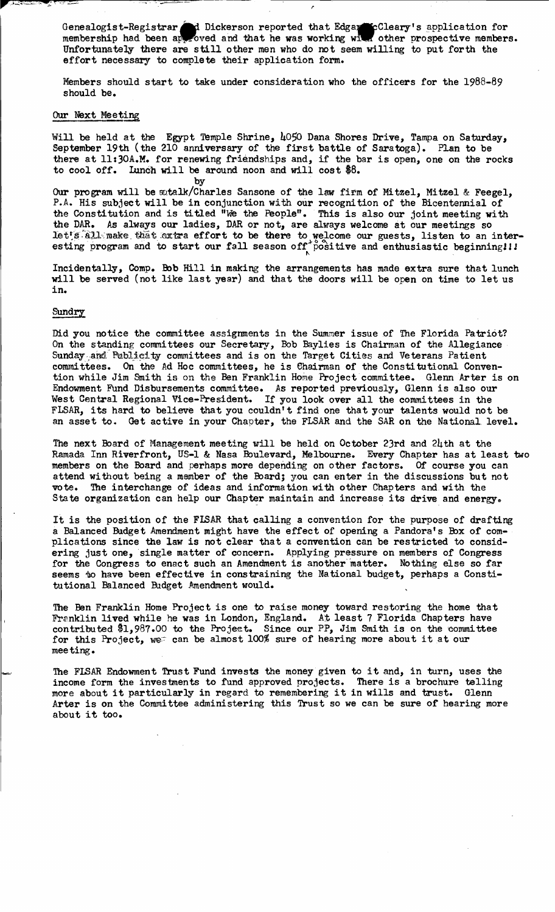Genealogist-Registrar Ted Dickerson reported that Edgar McCleary's application for membership had been approved and that he was working with other prospective members. Unfortunately there are still other men who do not seem willing to put forth the effort necessary to complete their application form.

Members should start to take under consideration who the officers for the 1988-89 should be.

## Our Next Meeting

Will be held at the Egypt Temple Shrine, 4050 Dana Shores Drive, Tampa on Saturday, September 19th (the 210 anniversary of the first battle of Saratoga). Plan to be there at 11:30A.M. for renewing friendships and, if the bar is open, one on the rocks to cool off. Lunch will be around noon and will cost $8.

Our program will be a talk by Charles Sansone of the law firm of Mitzel, Mitzel & Feegel, P.A. His subject will be in conjunction with our recognition of the Bicentennial of the Constitution and is titled "We the People". This is also our joint meeting with the DAR. As always our ladies, DAR or not, are always welcome at our meetings so let's all make that extra effort to be there to welcome our guests, listen to an interesting program and to start our fall season off to a positive and enthusiastic beginning!!!

Incidentally, Comp. Bob Hill in making the arrangements has made extra sure that lunch will be served (not like last year) and that the doors will be open on time to let us in.

## Sundry

Did you notice the committee assignments in the Summer issue of The Florida Patriot? On the standing committees our Secretary, Bob Baylies is Chairman of the Allegiance Sunday and Publicity committees and is on the Target Cities and Veterans Patient committees. On the Ad Hoc committees, he is Chairman of the Constitutional Convention while Jim Smith is on the Ben Franklin Home Project committee. Glenn Arter is on Endowment Fund Disbursements committee. As reported previously, Glenn is also our West Central Regional Vice-President. If you look over all the committees in the FLSAR, its hard to believe that you couldn't find one that your talents would not be an asset to. Get active in your Chapter, the FLSAR and the SAR on the National level.

The next Board of Management meeting will be held on October 23rd and 24th at the Ramada Inn Riverfront, US-1 & Nasa Boulevard, Melbourne. Every Chapter has at least two members on the Board and perhaps more depending on other factors. Of course you can attend without being a member of the Board; you can enter in the discussions but not vote. The interchange of ideas and information with other Chapters and with the State organization can help our Chapter maintain and increase its drive and energy.

It is the position of the FLSAR that calling a convention for the purpose of drafting a Balanced Budget Amendment might have the effect of opening a Pandora's Box of complications since the law is not clear that a convention can be restricted to considering just one, single matter of concern. Applying pressure on members of Congress for the Congress to enact such an Amendment is another matter. Nothing else so far seems to have been effective in constraining the National budget, perhaps a Constitutional Balanced Budget Amendment would.

The Ben Franklin Home Project is one to raise money toward restoring the home that Franklin lived while he was in London, England. At least 7 Florida Chapters have contributed $1,987.00 to the Project. Since our PP, Jim Smith is on the committee for this Project, we can be almost 100% sure of hearing more about it at our meeting.

The FLSAR Endowment Trust Fund invests the money given to it and, in turn, uses the income form the investments to fund approved projects. There is a brochure telling more about it particularly in regard to remembering it in wills and trust. Glenn Arter is on the Committee administering this Trust so we can be sure of hearing more about it too.